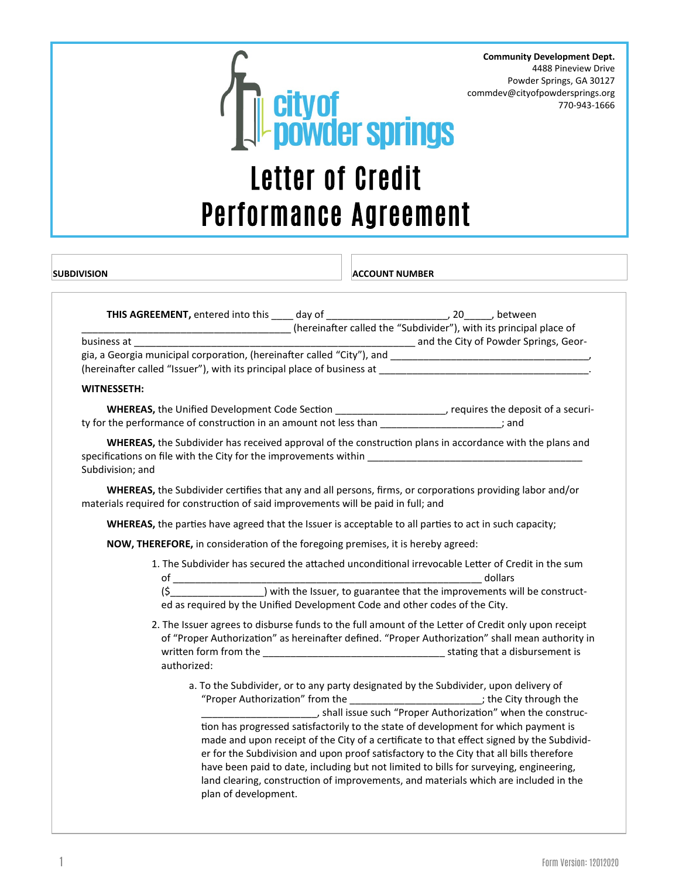Community Development Dept.
4488 Pineview Drive
Powder Springs, GA 30127
commdev@cityofpowdersprings.org
770-943-1666

city of powder springs

# Letter of Credit Performance Agreement

| SUBDIVISION | ACCOUNT NUMBER |
|---|---|
| | |

**THIS AGREEMENT,** entered into this ____ day of ______________________, 20_____, between ____________________________________ (hereinafter called the "Subdivider"), with its principal place of business at ___________________________________________________ and the City of Powder Springs, Georgia, a Georgia municipal corporation, (hereinafter called "City"), and ____________________________________, (hereinafter called "Issuer"), with its principal place of business at ______________________________________.

**WITNESSETH:**

**WHEREAS,** the Unified Development Code Section ____________________, requires the deposit of a security for the performance of construction in an amount not less than ______________________; and

**WHEREAS,** the Subdivider has received approval of the construction plans in accordance with the plans and specifications on file with the City for the improvements within _______________________________________ Subdivision; and

**WHEREAS,** the Subdivider certifies that any and all persons, firms, or corporations providing labor and/or materials required for construction of said improvements will be paid in full; and

**WHEREAS,** the parties have agreed that the Issuer is acceptable to all parties to act in such capacity;

**NOW, THEREFORE,** in consideration of the foregoing premises, it is hereby agreed:

1. The Subdivider has secured the attached unconditional irrevocable Letter of Credit in the sum of _______________________________________________________ dollars ($_________________) with the Issuer, to guarantee that the improvements will be constructed as required by the Unified Development Code and other codes of the City.

2. The Issuer agrees to disburse funds to the full amount of the Letter of Credit only upon receipt of "Proper Authorization" as hereinafter defined. "Proper Authorization" shall mean authority in written form from the _________________________________ stating that a disbursement is authorized:

    a. To the Subdivider, or to any party designated by the Subdivider, upon delivery of "Proper Authorization" from the ________________________; the City through the _____________________, shall issue such "Proper Authorization" when the construction has progressed satisfactorily to the state of development for which payment is made and upon receipt of the City of a certificate to that effect signed by the Subdivider for the Subdivision and upon proof satisfactory to the City that all bills therefore have been paid to date, including but not limited to bills for surveying, engineering, land clearing, construction of improvements, and materials which are included in the plan of development.

Form Version: 12012020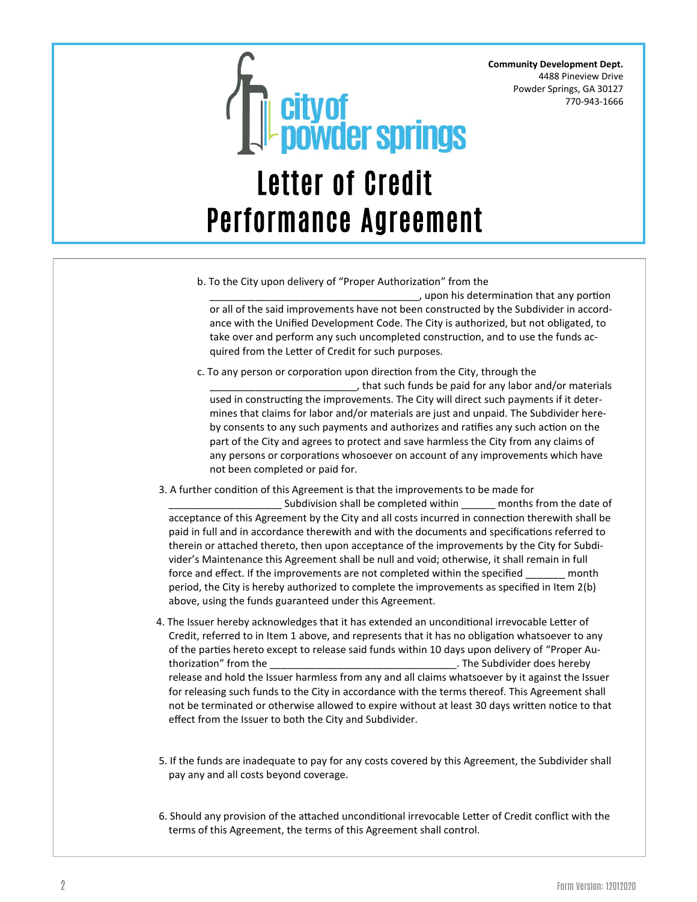Community Development Dept.
4488 Pineview Drive
Powder Springs, GA 30127
770-943-1666

# Letter of Credit Performance Agreement

b. To the City upon delivery of "Proper Authorization" from the ____________________________________, upon his determination that any portion or all of the said improvements have not been constructed by the Subdivider in accordance with the Unified Development Code. The City is authorized, but not obligated, to take over and perform any such uncompleted construction, and to use the funds acquired from the Letter of Credit for such purposes.

c. To any person or corporation upon direction from the City, through the __________________________, that such funds be paid for any labor and/or materials used in constructing the improvements. The City will direct such payments if it determines that claims for labor and/or materials are just and unpaid. The Subdivider hereby consents to any such payments and authorizes and ratifies any such action on the part of the City and agrees to protect and save harmless the City from any claims of any persons or corporations whosoever on account of any improvements which have not been completed or paid for.

3. A further condition of this Agreement is that the improvements to be made for ___________________ Subdivision shall be completed within ______ months from the date of acceptance of this Agreement by the City and all costs incurred in connection therewith shall be paid in full and in accordance therewith and with the documents and specifications referred to therein or attached thereto, then upon acceptance of the improvements by the City for Subdivider's Maintenance this Agreement shall be null and void; otherwise, it shall remain in full force and effect. If the improvements are not completed within the specified _______ month period, the City is hereby authorized to complete the improvements as specified in Item 2(b) above, using the funds guaranteed under this Agreement.

4. The Issuer hereby acknowledges that it has extended an unconditional irrevocable Letter of Credit, referred to in Item 1 above, and represents that it has no obligation whatsoever to any of the parties hereto except to release said funds within 10 days upon delivery of "Proper Authorization" from the _________________________________. The Subdivider does hereby release and hold the Issuer harmless from any and all claims whatsoever by it against the Issuer for releasing such funds to the City in accordance with the terms thereof. This Agreement shall not be terminated or otherwise allowed to expire without at least 30 days written notice to that effect from the Issuer to both the City and Subdivider.

5. If the funds are inadequate to pay for any costs covered by this Agreement, the Subdivider shall pay any and all costs beyond coverage.

6. Should any provision of the attached unconditional irrevocable Letter of Credit conflict with the terms of this Agreement, the terms of this Agreement shall control.

Form Version: 12012020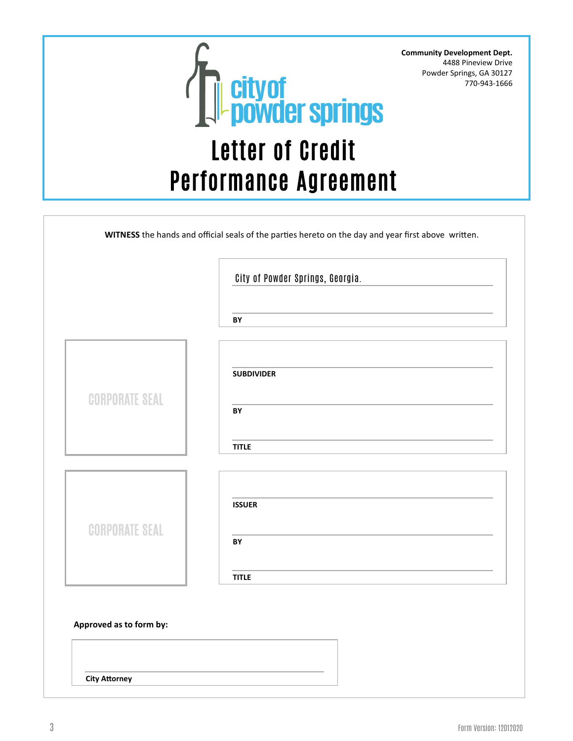Community Development Dept.
4488 Pineview Drive
Powder Springs, GA 30127
770-943-1666

# Letter of Credit Performance Agreement

**WITNESS** the hands and official seals of the parties hereto on the day and year first above written.

City of Powder Springs, Georgia.

**BY**

CORPORATE SEAL

**SUBDIVIDER**

**BY**

**TITLE**

CORPORATE SEAL

**ISSUER**

**BY**

**TITLE**

**Approved as to form by:**

**City Attorney**

Form Version: 12012020